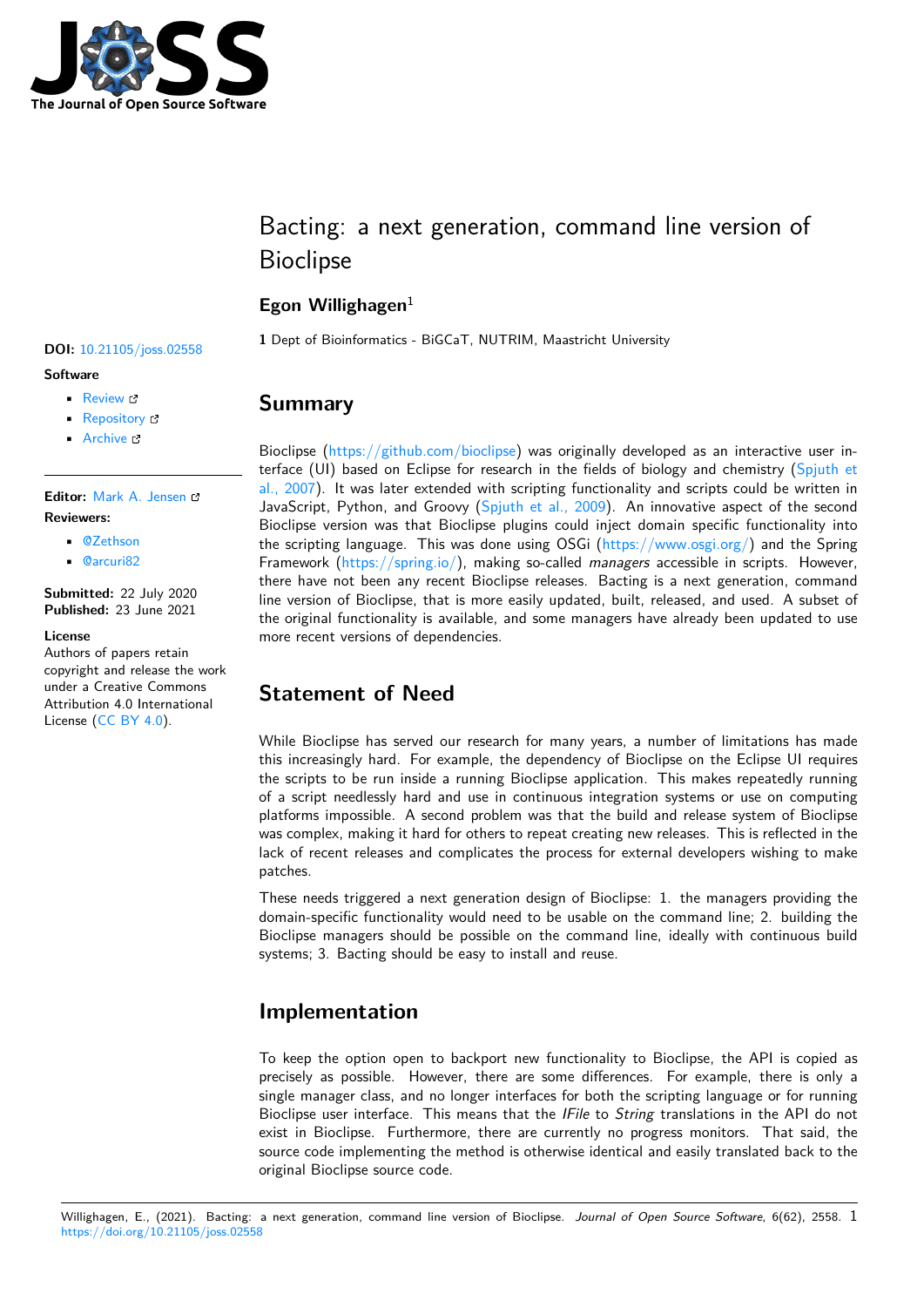# Bacting: a next generation, command line version of Bioclipse

**Egon Willighagen**[1]

**1** Dept of Bioinformatics - BiGCaT, NUTRIM, Maastricht University

**DOI:** 10.21105/joss.02558

**Software**

- Review
- Repository
- Archive

**Editor:** Mark A. Jensen

**Reviewers:**

- @Zethson
- @arcuri82

**Submitted:** 22 July 2020
**Published:** 23 June 2021

**License**
Authors of papers retain copyright and release the work under a Creative Commons Attribution 4.0 International License (CC BY 4.0).

## Summary

Bioclipse (https://github.com/bioclipse) was originally developed as an interactive user interface (UI) based on Eclipse for research in the fields of biology and chemistry (Spjuth et al., 2007). It was later extended with scripting functionality and scripts could be written in JavaScript, Python, and Groovy (Spjuth et al., 2009). An innovative aspect of the second Bioclipse version was that Bioclipse plugins could inject domain specific functionality into the scripting language. This was done using OSGi (https://www.osgi.org/) and the Spring Framework (https://spring.io/), making so-called *managers* accessible in scripts. However, there have not been any recent Bioclipse releases. Bacting is a next generation, command line version of Bioclipse, that is more easily updated, built, released, and used. A subset of the original functionality is available, and some managers have already been updated to use more recent versions of dependencies.

## Statement of Need

While Bioclipse has served our research for many years, a number of limitations has made this increasingly hard. For example, the dependency of Bioclipse on the Eclipse UI requires the scripts to be run inside a running Bioclipse application. This makes repeatedly running of a script needlessly hard and use in continuous integration systems or use on computing platforms impossible. A second problem was that the build and release system of Bioclipse was complex, making it hard for others to repeat creating new releases. This is reflected in the lack of recent releases and complicates the process for external developers wishing to make patches.

These needs triggered a next generation design of Bioclipse: 1. the managers providing the domain-specific functionality would need to be usable on the command line; 2. building the Bioclipse managers should be possible on the command line, ideally with continuous build systems; 3. Bacting should be easy to install and reuse.

## Implementation

To keep the option open to backport new functionality to Bioclipse, the API is copied as precisely as possible. However, there are some differences. For example, there is only a single manager class, and no longer interfaces for both the scripting language or for running Bioclipse user interface. This means that the *IFile* to *String* translations in the API do not exist in Bioclipse. Furthermore, there are currently no progress monitors. That said, the source code implementing the method is otherwise identical and easily translated back to the original Bioclipse source code.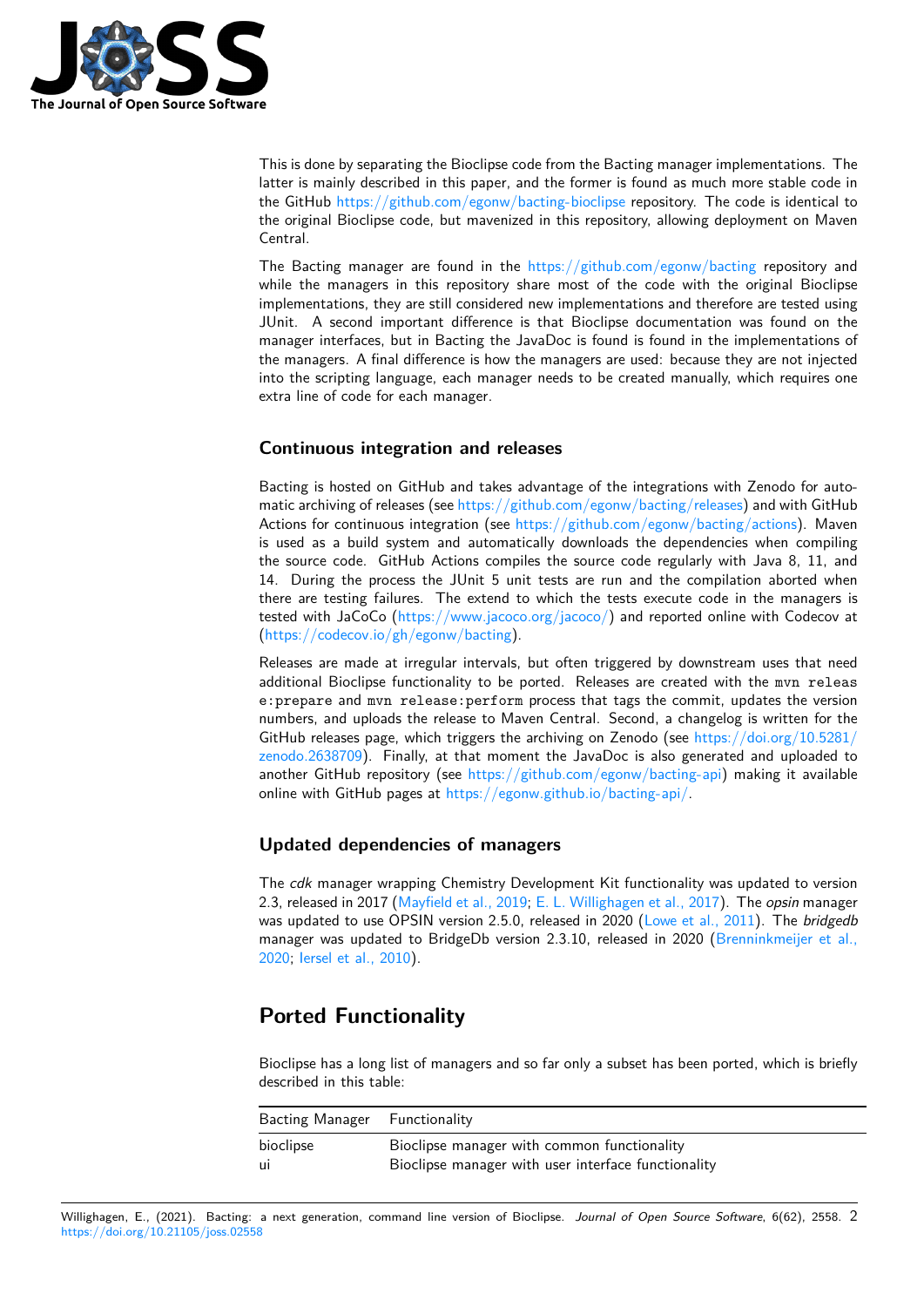This is done by separating the Bioclipse code from the Bacting manager implementations. The latter is mainly described in this paper, and the former is found as much more stable code in the GitHub https://github.com/egonw/bacting-bioclipse repository. The code is identical to the original Bioclipse code, but mavenized in this repository, allowing deployment on Maven Central.

The Bacting manager are found in the https://github.com/egonw/bacting repository and while the managers in this repository share most of the code with the original Bioclipse implementations, they are still considered new implementations and therefore are tested using JUnit. A second important difference is that Bioclipse documentation was found on the manager interfaces, but in Bacting the JavaDoc is found is found in the implementations of the managers. A final difference is how the managers are used: because they are not injected into the scripting language, each manager needs to be created manually, which requires one extra line of code for each manager.

### Continuous integration and releases

Bacting is hosted on GitHub and takes advantage of the integrations with Zenodo for automatic archiving of releases (see https://github.com/egonw/bacting/releases) and with GitHub Actions for continuous integration (see https://github.com/egonw/bacting/actions). Maven is used as a build system and automatically downloads the dependencies when compiling the source code. GitHub Actions compiles the source code regularly with Java 8, 11, and 14. During the process the JUnit 5 unit tests are run and the compilation aborted when there are testing failures. The extend to which the tests execute code in the managers is tested with JaCoCo (https://www.jacoco.org/jacoco/) and reported online with Codecov at (https://codecov.io/gh/egonw/bacting).

Releases are made at irregular intervals, but often triggered by downstream uses that need additional Bioclipse functionality to be ported. Releases are created with the `mvn release:prepare` and `mvn release:perform` process that tags the commit, updates the version numbers, and uploads the release to Maven Central. Second, a changelog is written for the GitHub releases page, which triggers the archiving on Zenodo (see https://doi.org/10.5281/zenodo.2638709). Finally, at that moment the JavaDoc is also generated and uploaded to another GitHub repository (see https://github.com/egonw/bacting-api) making it available online with GitHub pages at https://egonw.github.io/bacting-api/.

### Updated dependencies of managers

The *cdk* manager wrapping Chemistry Development Kit functionality was updated to version 2.3, released in 2017 (Mayfield et al., 2019; E. L. Willighagen et al., 2017). The *opsin* manager was updated to use OPSIN version 2.5.0, released in 2020 (Lowe et al., 2011). The *bridgedb* manager was updated to BridgeDb version 2.3.10, released in 2020 (Brenninkmeijer et al., 2020; Iersel et al., 2010).

## Ported Functionality

Bioclipse has a long list of managers and so far only a subset has been ported, which is briefly described in this table:

| Bacting Manager | Functionality |
| --- | --- |
| bioclipse | Bioclipse manager with common functionality |
| ui | Bioclipse manager with user interface functionality |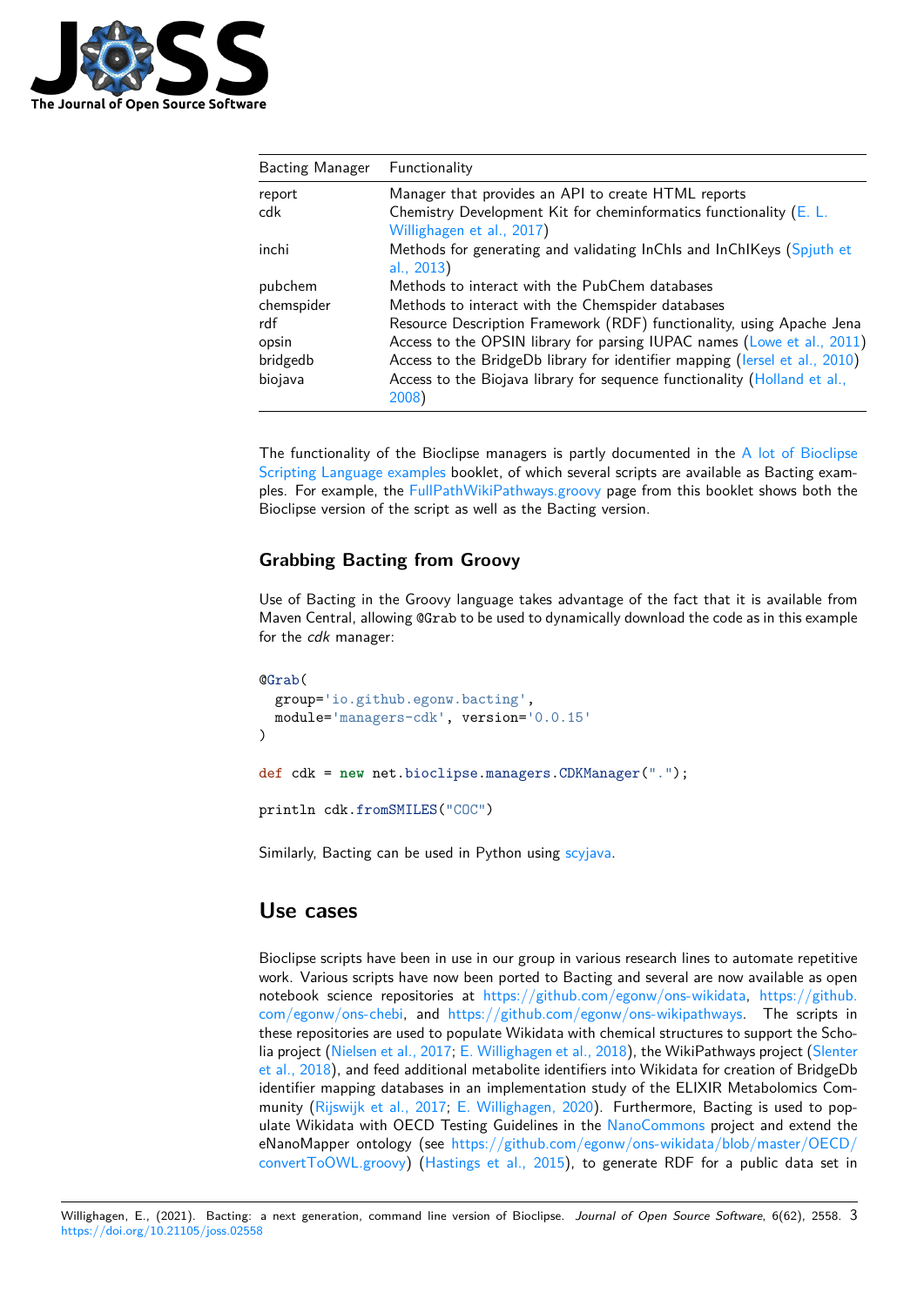| Bacting Manager | Functionality |
| --- | --- |
| report | Manager that provides an API to create HTML reports |
| cdk | Chemistry Development Kit for cheminformatics functionality (E. L. Willighagen et al., 2017) |
| inchi | Methods for generating and validating InChIs and InChIKeys (Spjuth et al., 2013) |
| pubchem | Methods to interact with the PubChem databases |
| chemspider | Methods to interact with the Chemspider databases |
| rdf | Resource Description Framework (RDF) functionality, using Apache Jena |
| opsin | Access to the OPSIN library for parsing IUPAC names (Lowe et al., 2011) |
| bridgedb | Access to the BridgeDb library for identifier mapping (Iersel et al., 2010) |
| biojava | Access to the Biojava library for sequence functionality (Holland et al., 2008) |

The functionality of the Bioclipse managers is partly documented in the A lot of Bioclipse Scripting Language examples booklet, of which several scripts are available as Bacting examples. For example, the FullPathWikiPathways.groovy page from this booklet shows both the Bioclipse version of the script as well as the Bacting version.

### Grabbing Bacting from Groovy

Use of Bacting in the Groovy language takes advantage of the fact that it is available from Maven Central, allowing `@Grab` to be used to dynamically download the code as in this example for the *cdk* manager:

```
@Grab(
  group='io.github.egonw.bacting',
  module='managers-cdk', version='0.0.15'
)

def cdk = new net.bioclipse.managers.CDKManager(".");

println cdk.fromSMILES("COC")
```

Similarly, Bacting can be used in Python using scyjava.

## Use cases

Bioclipse scripts have been in use in our group in various research lines to automate repetitive work. Various scripts have now been ported to Bacting and several are now available as open notebook science repositories at https://github.com/egonw/ons-wikidata, https://github.com/egonw/ons-chebi, and https://github.com/egonw/ons-wikipathways. The scripts in these repositories are used to populate Wikidata with chemical structures to support the Scholia project (Nielsen et al., 2017; E. Willighagen et al., 2018), the WikiPathways project (Slenter et al., 2018), and feed additional metabolite identifiers into Wikidata for creation of BridgeDb identifier mapping databases in an implementation study of the ELIXIR Metabolomics Community (Rijswijk et al., 2017; E. Willighagen, 2020). Furthermore, Bacting is used to populate Wikidata with OECD Testing Guidelines in the NanoCommons project and extend the eNanoMapper ontology (see https://github.com/egonw/ons-wikidata/blob/master/OECD/convertToOWL.groovy) (Hastings et al., 2015), to generate RDF for a public data set in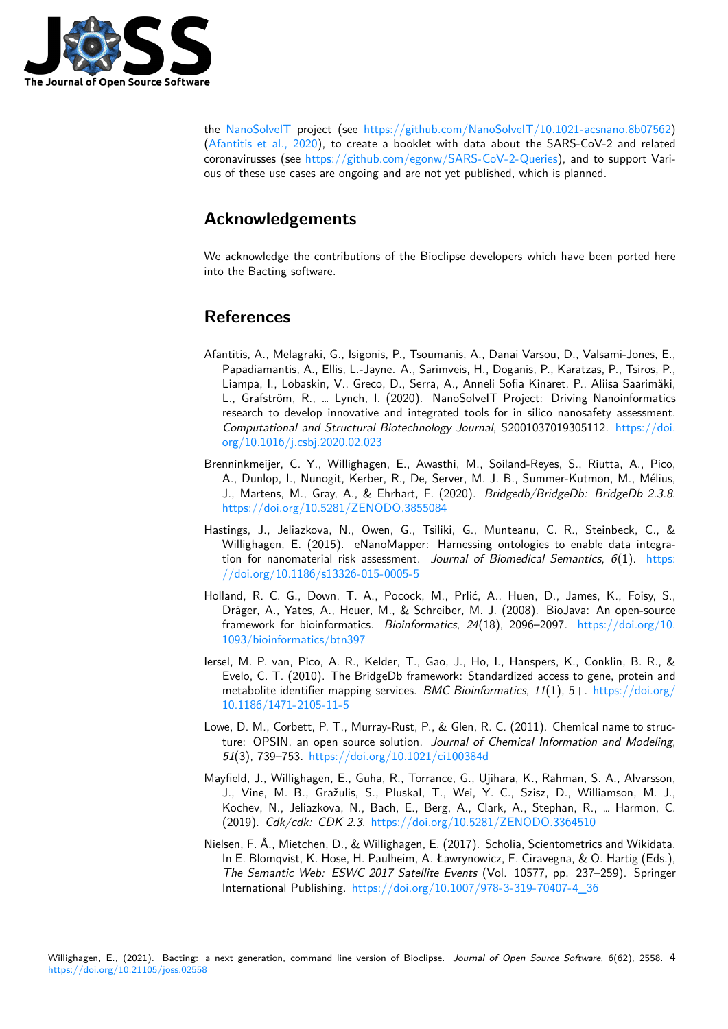the NanoSolveIT project (see https://github.com/NanoSolveIT/10.1021-acsnano.8b07562) (Afantitis et al., 2020), to create a booklet with data about the SARS-CoV-2 and related coronavirusses (see https://github.com/egonw/SARS-CoV-2-Queries), and to support Various of these use cases are ongoing and are not yet published, which is planned.

# Acknowledgements

We acknowledge the contributions of the Bioclipse developers which have been ported here into the Bacting software.

# References

Afantitis, A., Melagraki, G., Isigonis, P., Tsoumanis, A., Danai Varsou, D., Valsami-Jones, E., Papadiamantis, A., Ellis, L.-Jayne. A., Sarimveis, H., Doganis, P., Karatzas, P., Tsiros, P., Liampa, I., Lobaskin, V., Greco, D., Serra, A., Anneli Sofia Kinaret, P., Aliisa Saarimäki, L., Grafström, R., … Lynch, I. (2020). NanoSolveIT Project: Driving Nanoinformatics research to develop innovative and integrated tools for in silico nanosafety assessment. *Computational and Structural Biotechnology Journal*, S2001037019305112. https://doi.org/10.1016/j.csbj.2020.02.023

Brenninkmeijer, C. Y., Willighagen, E., Awasthi, M., Soiland-Reyes, S., Riutta, A., Pico, A., Dunlop, I., Nunogit, Kerber, R., De, Server, M. J. B., Summer-Kutmon, M., Mélius, J., Martens, M., Gray, A., & Ehrhart, F. (2020). *Bridgedb/BridgeDb: BridgeDb 2.3.8*. https://doi.org/10.5281/ZENODO.3855084

Hastings, J., Jeliazkova, N., Owen, G., Tsiliki, G., Munteanu, C. R., Steinbeck, C., & Willighagen, E. (2015). eNanoMapper: Harnessing ontologies to enable data integration for nanomaterial risk assessment. *Journal of Biomedical Semantics*, *6*(1). https://doi.org/10.1186/s13326-015-0005-5

Holland, R. C. G., Down, T. A., Pocock, M., Prlić, A., Huen, D., James, K., Foisy, S., Dräger, A., Yates, A., Heuer, M., & Schreiber, M. J. (2008). BioJava: An open-source framework for bioinformatics. *Bioinformatics*, *24*(18), 2096–2097. https://doi.org/10.1093/bioinformatics/btn397

Iersel, M. P. van, Pico, A. R., Kelder, T., Gao, J., Ho, I., Hanspers, K., Conklin, B. R., & Evelo, C. T. (2010). The BridgeDb framework: Standardized access to gene, protein and metabolite identifier mapping services. *BMC Bioinformatics*, *11*(1), 5+. https://doi.org/10.1186/1471-2105-11-5

Lowe, D. M., Corbett, P. T., Murray-Rust, P., & Glen, R. C. (2011). Chemical name to structure: OPSIN, an open source solution. *Journal of Chemical Information and Modeling*, *51*(3), 739–753. https://doi.org/10.1021/ci100384d

Mayfield, J., Willighagen, E., Guha, R., Torrance, G., Ujihara, K., Rahman, S. A., Alvarsson, J., Vine, M. B., Gražulis, S., Pluskal, T., Wei, Y. C., Szisz, D., Williamson, M. J., Kochev, N., Jeliazkova, N., Bach, E., Berg, A., Clark, A., Stephan, R., … Harmon, C. (2019). *Cdk/cdk: CDK 2.3*. https://doi.org/10.5281/ZENODO.3364510

Nielsen, F. Å., Mietchen, D., & Willighagen, E. (2017). Scholia, Scientometrics and Wikidata. In E. Blomqvist, K. Hose, H. Paulheim, A. Ławrynowicz, F. Ciravegna, & O. Hartig (Eds.), *The Semantic Web: ESWC 2017 Satellite Events* (Vol. 10577, pp. 237–259). Springer International Publishing. https://doi.org/10.1007/978-3-319-70407-4_36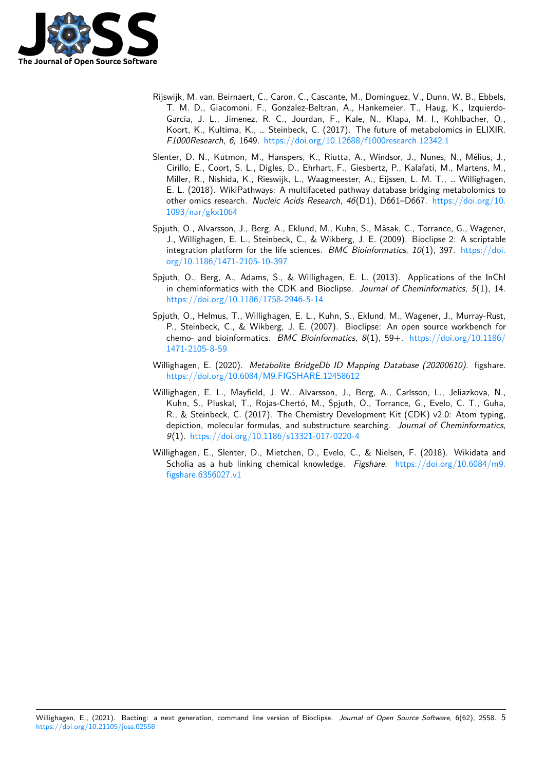Rijswijk, M. van, Beirnaert, C., Caron, C., Cascante, M., Dominguez, V., Dunn, W. B., Ebbels, T. M. D., Giacomoni, F., Gonzalez-Beltran, A., Hankemeier, T., Haug, K., Izquierdo-Garcia, J. L., Jimenez, R. C., Jourdan, F., Kale, N., Klapa, M. I., Kohlbacher, O., Koort, K., Kultima, K., … Steinbeck, C. (2017). The future of metabolomics in ELIXIR. *F1000Research*, *6*, 1649. https://doi.org/10.12688/f1000research.12342.1

Slenter, D. N., Kutmon, M., Hanspers, K., Riutta, A., Windsor, J., Nunes, N., Mélius, J., Cirillo, E., Coort, S. L., Digles, D., Ehrhart, F., Giesbertz, P., Kalafati, M., Martens, M., Miller, R., Nishida, K., Rieswijk, L., Waagmeester, A., Eijssen, L. M. T., … Willighagen, E. L. (2018). WikiPathways: A multifaceted pathway database bridging metabolomics to other omics research. *Nucleic Acids Research*, *46*(D1), D661–D667. https://doi.org/10.1093/nar/gkx1064

Spjuth, O., Alvarsson, J., Berg, A., Eklund, M., Kuhn, S., Mäsak, C., Torrance, G., Wagener, J., Willighagen, E. L., Steinbeck, C., & Wikberg, J. E. (2009). Bioclipse 2: A scriptable integration platform for the life sciences. *BMC Bioinformatics*, *10*(1), 397. https://doi.org/10.1186/1471-2105-10-397

Spjuth, O., Berg, A., Adams, S., & Willighagen, E. L. (2013). Applications of the InChI in cheminformatics with the CDK and Bioclipse. *Journal of Cheminformatics*, *5*(1), 14. https://doi.org/10.1186/1758-2946-5-14

Spjuth, O., Helmus, T., Willighagen, E. L., Kuhn, S., Eklund, M., Wagener, J., Murray-Rust, P., Steinbeck, C., & Wikberg, J. E. (2007). Bioclipse: An open source workbench for chemo- and bioinformatics. *BMC Bioinformatics*, *8*(1), 59+. https://doi.org/10.1186/1471-2105-8-59

Willighagen, E. (2020). *Metabolite BridgeDb ID Mapping Database (20200610)*. figshare. https://doi.org/10.6084/M9.FIGSHARE.12458612

Willighagen, E. L., Mayfield, J. W., Alvarsson, J., Berg, A., Carlsson, L., Jeliazkova, N., Kuhn, S., Pluskal, T., Rojas-Chertó, M., Spjuth, O., Torrance, G., Evelo, C. T., Guha, R., & Steinbeck, C. (2017). The Chemistry Development Kit (CDK) v2.0: Atom typing, depiction, molecular formulas, and substructure searching. *Journal of Cheminformatics*, *9*(1). https://doi.org/10.1186/s13321-017-0220-4

Willighagen, E., Slenter, D., Mietchen, D., Evelo, C., & Nielsen, F. (2018). Wikidata and Scholia as a hub linking chemical knowledge. *Figshare*. https://doi.org/10.6084/m9.figshare.6356027.v1